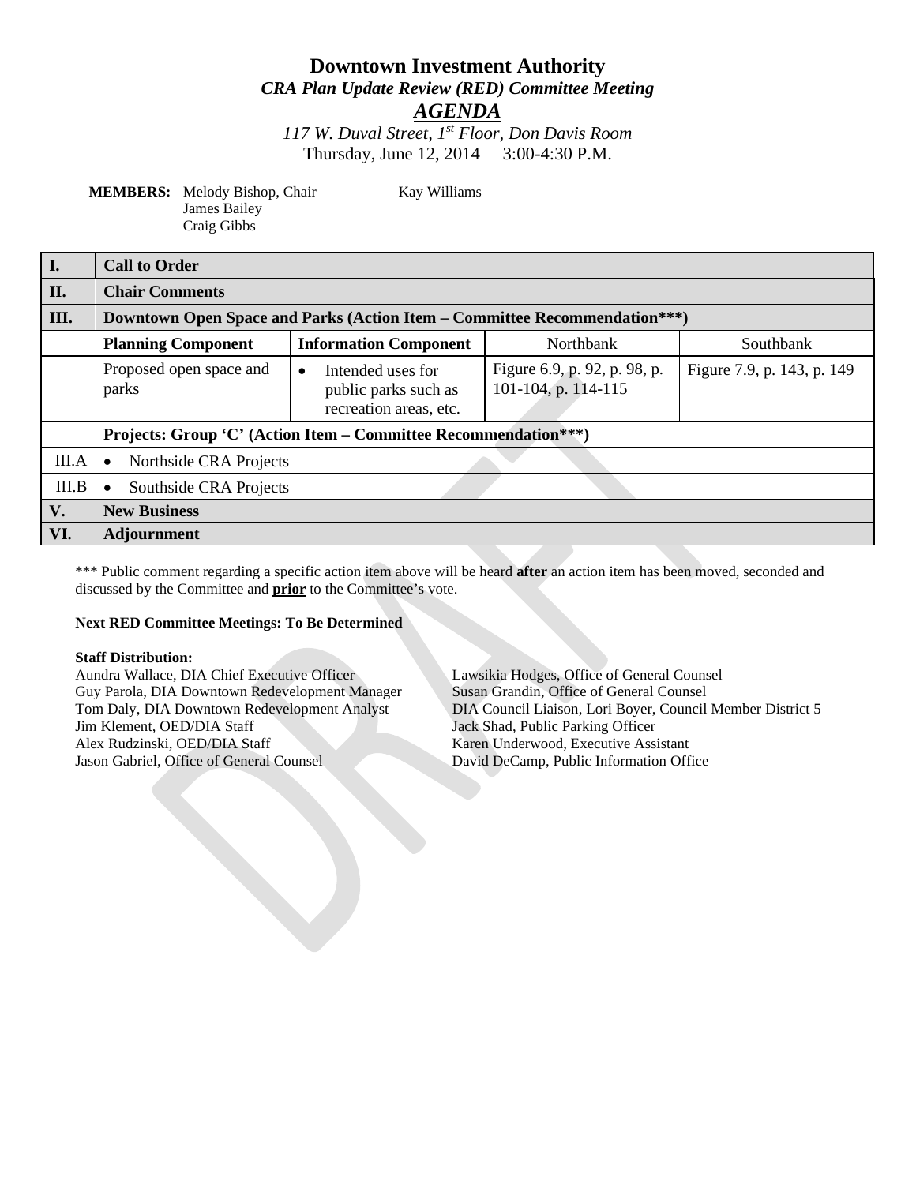# Downtown Investment Authority

## *CRA Plan Update Review (RED) Committee Meeting*

## ***AGENDA***

*117 W. Duval Street, 1st Floor, Don Davis Room*

Thursday, June 12, 2014 3:00-4:30 P.M.

**MEMBERS:** Melody Bishop, Chair
James Bailey
Craig Gibbs
Kay Williams

| | | | | |
|---|---|---|---|---|
| **I.** | **Call to Order** | | | |
| **II.** | **Chair Comments** | | | |
| **III.** | **Downtown Open Space and Parks (Action Item – Committee Recommendation\*\*\*)** | | | |
| | **Planning Component** | **Information Component** | Northbank | Southbank |
| | Proposed open space and parks | • Intended uses for public parks such as recreation areas, etc. | Figure 6.9, p. 92, p. 98, p. 101-104, p. 114-115 | Figure 7.9, p. 143, p. 149 |
| | **Projects: Group 'C' (Action Item – Committee Recommendation\*\*\*)** | | | |
| III.A | • Northside CRA Projects | | | |
| III.B | • Southside CRA Projects | | | |
| **V.** | **New Business** | | | |
| **VI.** | **Adjournment** | | | |

\*\*\* Public comment regarding a specific action item above will be heard **after** an action item has been moved, seconded and discussed by the Committee and **prior** to the Committee's vote.

**Next RED Committee Meetings: To Be Determined**

**Staff Distribution:**

Aundra Wallace, DIA Chief Executive Officer
Guy Parola, DIA Downtown Redevelopment Manager
Tom Daly, DIA Downtown Redevelopment Analyst
Jim Klement, OED/DIA Staff
Alex Rudzinski, OED/DIA Staff
Jason Gabriel, Office of General Counsel
Lawsikia Hodges, Office of General Counsel
Susan Grandin, Office of General Counsel
DIA Council Liaison, Lori Boyer, Council Member District 5
Jack Shad, Public Parking Officer
Karen Underwood, Executive Assistant
David DeCamp, Public Information Office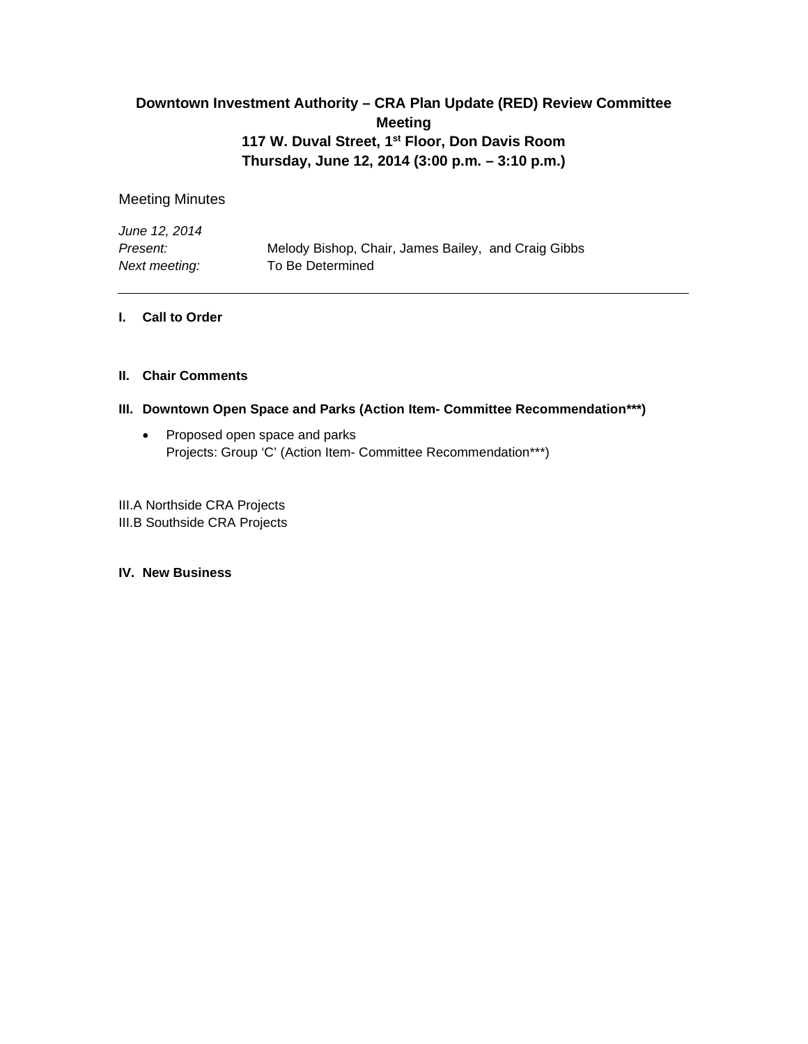**Downtown Investment Authority – CRA Plan Update (RED) Review Committee Meeting**
**117 W. Duval Street, 1st Floor, Don Davis Room**
**Thursday, June 12, 2014 (3:00 p.m. – 3:10 p.m.)**

Meeting Minutes

| | |
|---|---|
| *June 12, 2014* | |
| *Present:* | Melody Bishop, Chair, James Bailey, and Craig Gibbs |
| *Next meeting:* | To Be Determined |

---

**I. Call to Order**

**II. Chair Comments**

**III. Downtown Open Space and Parks (Action Item- Committee Recommendation***)**

- Proposed open space and parks
  Projects: Group 'C' (Action Item- Committee Recommendation***)

III.A Northside CRA Projects
III.B Southside CRA Projects

**IV. New Business**